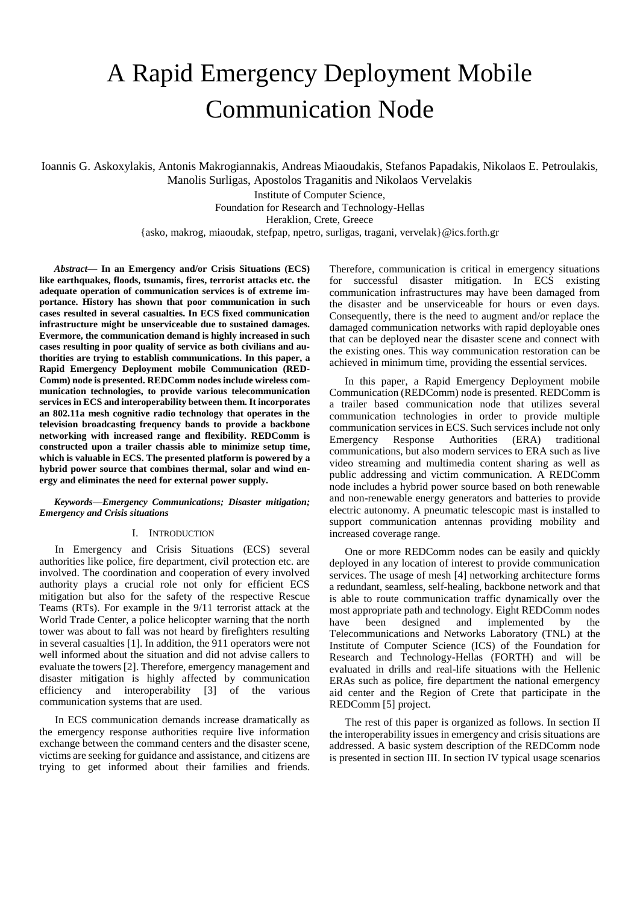# A Rapid Emergency Deployment Mobile Communication Node

Ioannis G. Askoxylakis, Antonis Makrogiannakis, Andreas Miaoudakis, Stefanos Papadakis, Nikolaos E. Petroulakis, Manolis Surligas, Apostolos Traganitis and Nikolaos Vervelakis

Institute of Computer Science,
Foundation for Research and Technology-Hellas
Heraklion, Crete, Greece
{asko, makrog, miaoudak, stefpap, npetro, surligas, tragani, vervelak}@ics.forth.gr

***Abstract*— In an Emergency and/or Crisis Situations (ECS) like earthquakes, floods, tsunamis, fires, terrorist attacks etc. the adequate operation of communication services is of extreme importance. History has shown that poor communication in such cases resulted in several casualties. In ECS fixed communication infrastructure might be unserviceable due to sustained damages. Evermore, the communication demand is highly increased in such cases resulting in poor quality of service as both civilians and authorities are trying to establish communications. In this paper, a Rapid Emergency Deployment mobile Communication (REDComm) node is presented. REDComm nodes include wireless communication technologies, to provide various telecommunication services in ECS and interoperability between them. It incorporates an 802.11a mesh cognitive radio technology that operates in the television broadcasting frequency bands to provide a backbone networking with increased range and flexibility. REDComm is constructed upon a trailer chassis able to minimize setup time, which is valuable in ECS. The presented platform is powered by a hybrid power source that combines thermal, solar and wind energy and eliminates the need for external power supply.**

***Keywords—Emergency Communications; Disaster mitigation; Emergency and Crisis situations***

## I. Introduction

In Emergency and Crisis Situations (ECS) several authorities like police, fire department, civil protection etc. are involved. The coordination and cooperation of every involved authority plays a crucial role not only for efficient ECS mitigation but also for the safety of the respective Rescue Teams (RTs). For example in the 9/11 terrorist attack at the World Trade Center, a police helicopter warning that the north tower was about to fall was not heard by firefighters resulting in several casualties [1]. In addition, the 911 operators were not well informed about the situation and did not advise callers to evaluate the towers [2]. Therefore, emergency management and disaster mitigation is highly affected by communication efficiency and interoperability [3] of the various communication systems that are used.

In ECS communication demands increase dramatically as the emergency response authorities require live information exchange between the command centers and the disaster scene, victims are seeking for guidance and assistance, and citizens are trying to get informed about their families and friends. Therefore, communication is critical in emergency situations for successful disaster mitigation. In ECS existing communication infrastructures may have been damaged from the disaster and be unserviceable for hours or even days. Consequently, there is the need to augment and/or replace the damaged communication networks with rapid deployable ones that can be deployed near the disaster scene and connect with the existing ones. This way communication restoration can be achieved in minimum time, providing the essential services.

In this paper, a Rapid Emergency Deployment mobile Communication (REDComm) node is presented. REDComm is a trailer based communication node that utilizes several communication technologies in order to provide multiple communication services in ECS. Such services include not only Emergency Response Authorities (ERA) traditional communications, but also modern services to ERA such as live video streaming and multimedia content sharing as well as public addressing and victim communication. A REDComm node includes a hybrid power source based on both renewable and non-renewable energy generators and batteries to provide electric autonomy. A pneumatic telescopic mast is installed to support communication antennas providing mobility and increased coverage range.

One or more REDComm nodes can be easily and quickly deployed in any location of interest to provide communication services. The usage of mesh [4] networking architecture forms a redundant, seamless, self-healing, backbone network and that is able to route communication traffic dynamically over the most appropriate path and technology. Eight REDComm nodes have been designed and implemented by the Telecommunications and Networks Laboratory (TNL) at the Institute of Computer Science (ICS) of the Foundation for Research and Technology-Hellas (FORTH) and will be evaluated in drills and real-life situations with the Hellenic ERAs such as police, fire department the national emergency aid center and the Region of Crete that participate in the REDComm [5] project.

The rest of this paper is organized as follows. In section II the interoperability issues in emergency and crisis situations are addressed. A basic system description of the REDComm node is presented in section III. In section IV typical usage scenarios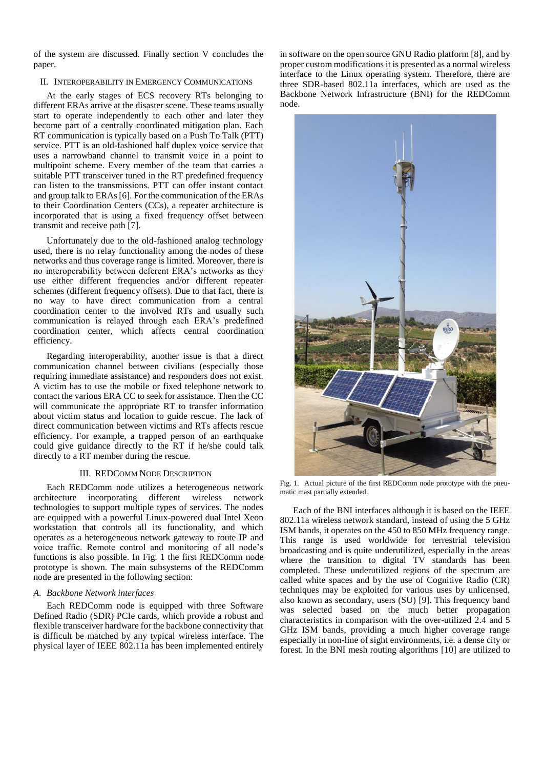of the system are discussed. Finally section V concludes the paper.

## II. Interoperability in Emergency Communications

At the early stages of ECS recovery RTs belonging to different ERAs arrive at the disaster scene. These teams usually start to operate independently to each other and later they become part of a centrally coordinated mitigation plan. Each RT communication is typically based on a Push To Talk (PTT) service. PTT is an old-fashioned half duplex voice service that uses a narrowband channel to transmit voice in a point to multipoint scheme. Every member of the team that carries a suitable PTT transceiver tuned in the RT predefined frequency can listen to the transmissions. PTT can offer instant contact and group talk to ERAs [6]. For the communication of the ERAs to their Coordination Centers (CCs), a repeater architecture is incorporated that is using a fixed frequency offset between transmit and receive path [7].

Unfortunately due to the old-fashioned analog technology used, there is no relay functionality among the nodes of these networks and thus coverage range is limited. Moreover, there is no interoperability between deferent ERA's networks as they use either different frequencies and/or different repeater schemes (different frequency offsets). Due to that fact, there is no way to have direct communication from a central coordination center to the involved RTs and usually such communication is relayed through each ERA's predefined coordination center, which affects central coordination efficiency.

Regarding interoperability, another issue is that a direct communication channel between civilians (especially those requiring immediate assistance) and responders does not exist. A victim has to use the mobile or fixed telephone network to contact the various ERA CC to seek for assistance. Then the CC will communicate the appropriate RT to transfer information about victim status and location to guide rescue. The lack of direct communication between victims and RTs affects rescue efficiency. For example, a trapped person of an earthquake could give guidance directly to the RT if he/she could talk directly to a RT member during the rescue.

## III. REDComm Node Description

Each REDComm node utilizes a heterogeneous network architecture incorporating different wireless network technologies to support multiple types of services. The nodes are equipped with a powerful Linux-powered dual Intel Xeon workstation that controls all its functionality, and which operates as a heterogeneous network gateway to route IP and voice traffic. Remote control and monitoring of all node's functions is also possible. In Fig. 1 the first REDComm node prototype is shown. The main subsystems of the REDComm node are presented in the following section:

### *A. Backbone Network interfaces*

Each REDComm node is equipped with three Software Defined Radio (SDR) PCIe cards, which provide a robust and flexible transceiver hardware for the backbone connectivity that is difficult be matched by any typical wireless interface. The physical layer of IEEE 802.11a has been implemented entirely in software on the open source GNU Radio platform [8], and by proper custom modifications it is presented as a normal wireless interface to the Linux operating system. Therefore, there are three SDR-based 802.11a interfaces, which are used as the Backbone Network Infrastructure (BNI) for the REDComm node.

Fig. 1. Actual picture of the first REDComm node prototype with the pneumatic mast partially extended.

Each of the BNI interfaces although it is based on the IEEE 802.11a wireless network standard, instead of using the 5 GHz ISM bands, it operates on the 450 to 850 MHz frequency range. This range is used worldwide for terrestrial television broadcasting and is quite underutilized, especially in the areas where the transition to digital TV standards has been completed. These underutilized regions of the spectrum are called white spaces and by the use of Cognitive Radio (CR) techniques may be exploited for various uses by unlicensed, also known as secondary, users (SU) [9]. This frequency band was selected based on the much better propagation characteristics in comparison with the over-utilized 2.4 and 5 GHz ISM bands, providing a much higher coverage range especially in non-line of sight environments, i.e. a dense city or forest. In the BNI mesh routing algorithms [10] are utilized to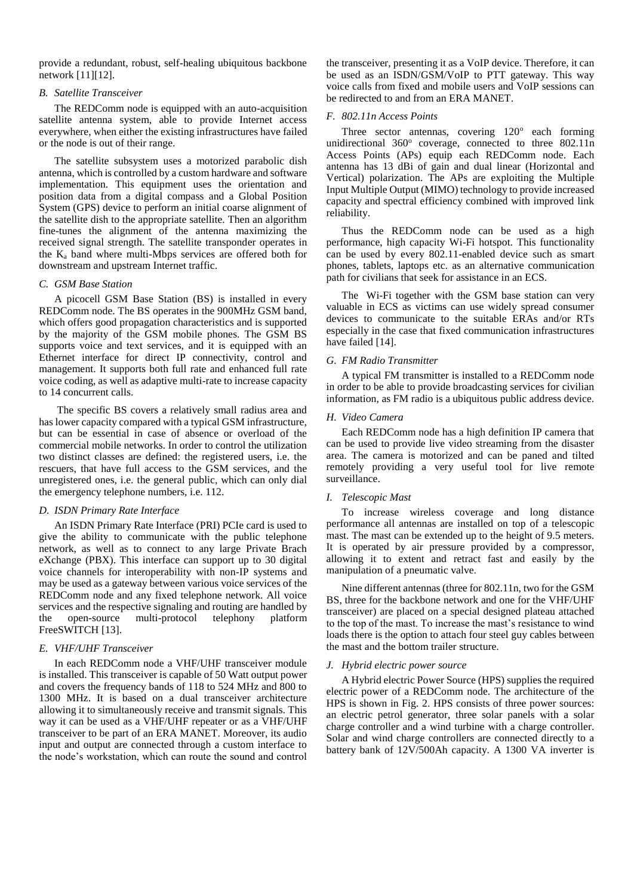provide a redundant, robust, self-healing ubiquitous backbone network [11][12].

### B. Satellite Transceiver

The REDComm node is equipped with an auto-acquisition satellite antenna system, able to provide Internet access everywhere, when either the existing infrastructures have failed or the node is out of their range.

The satellite subsystem uses a motorized parabolic dish antenna, which is controlled by a custom hardware and software implementation. This equipment uses the orientation and position data from a digital compass and a Global Position System (GPS) device to perform an initial coarse alignment of the satellite dish to the appropriate satellite. Then an algorithm fine-tunes the alignment of the antenna maximizing the received signal strength. The satellite transponder operates in the $K_a$ band where multi-Mbps services are offered both for downstream and upstream Internet traffic.

### C. GSM Base Station

A picocell GSM Base Station (BS) is installed in every REDComm node. The BS operates in the 900MHz GSM band, which offers good propagation characteristics and is supported by the majority of the GSM mobile phones. The GSM BS supports voice and text services, and it is equipped with an Ethernet interface for direct IP connectivity, control and management. It supports both full rate and enhanced full rate voice coding, as well as adaptive multi-rate to increase capacity to 14 concurrent calls.

The specific BS covers a relatively small radius area and has lower capacity compared with a typical GSM infrastructure, but can be essential in case of absence or overload of the commercial mobile networks. In order to control the utilization two distinct classes are defined: the registered users, i.e. the rescuers, that have full access to the GSM services, and the unregistered ones, i.e. the general public, which can only dial the emergency telephone numbers, i.e. 112.

### D. ISDN Primary Rate Interface

An ISDN Primary Rate Interface (PRI) PCIe card is used to give the ability to communicate with the public telephone network, as well as to connect to any large Private Brach eXchange (PBX). This interface can support up to 30 digital voice channels for interoperability with non-IP systems and may be used as a gateway between various voice services of the REDComm node and any fixed telephone network. All voice services and the respective signaling and routing are handled by the open-source multi-protocol telephony platform FreeSWITCH [13].

### E. VHF/UHF Transceiver

In each REDComm node a VHF/UHF transceiver module is installed. This transceiver is capable of 50 Watt output power and covers the frequency bands of 118 to 524 MHz and 800 to 1300 MHz. It is based on a dual transceiver architecture allowing it to simultaneously receive and transmit signals. This way it can be used as a VHF/UHF repeater or as a VHF/UHF transceiver to be part of an ERA MANET. Moreover, its audio input and output are connected through a custom interface to the node's workstation, which can route the sound and control the transceiver, presenting it as a VoIP device. Therefore, it can be used as an ISDN/GSM/VoIP to PTT gateway. This way voice calls from fixed and mobile users and VoIP sessions can be redirected to and from an ERA MANET.

### F. 802.11n Access Points

Three sector antennas, covering 120° each forming unidirectional 360° coverage, connected to three 802.11n Access Points (APs) equip each REDComm node. Each antenna has 13 dBi of gain and dual linear (Horizontal and Vertical) polarization. The APs are exploiting the Multiple Input Multiple Output (MIMO) technology to provide increased capacity and spectral efficiency combined with improved link reliability.

Thus the REDComm node can be used as a high performance, high capacity Wi-Fi hotspot. This functionality can be used by every 802.11-enabled device such as smart phones, tablets, laptops etc. as an alternative communication path for civilians that seek for assistance in an ECS.

The Wi-Fi together with the GSM base station can very valuable in ECS as victims can use widely spread consumer devices to communicate to the suitable ERAs and/or RTs especially in the case that fixed communication infrastructures have failed [14].

### G. FM Radio Transmitter

A typical FM transmitter is installed to a REDComm node in order to be able to provide broadcasting services for civilian information, as FM radio is a ubiquitous public address device.

### H. Video Camera

Each REDComm node has a high definition IP camera that can be used to provide live video streaming from the disaster area. The camera is motorized and can be paned and tilted remotely providing a very useful tool for live remote surveillance.

### I. Telescopic Mast

To increase wireless coverage and long distance performance all antennas are installed on top of a telescopic mast. The mast can be extended up to the height of 9.5 meters. It is operated by air pressure provided by a compressor, allowing it to extent and retract fast and easily by the manipulation of a pneumatic valve.

Nine different antennas (three for 802.11n, two for the GSM BS, three for the backbone network and one for the VHF/UHF transceiver) are placed on a special designed plateau attached to the top of the mast. To increase the mast's resistance to wind loads there is the option to attach four steel guy cables between the mast and the bottom trailer structure.

### J. Hybrid electric power source

A Hybrid electric Power Source (HPS) supplies the required electric power of a REDComm node. The architecture of the HPS is shown in Fig. 2. HPS consists of three power sources: an electric petrol generator, three solar panels with a solar charge controller and a wind turbine with a charge controller. Solar and wind charge controllers are connected directly to a battery bank of 12V/500Ah capacity. A 1300 VA inverter is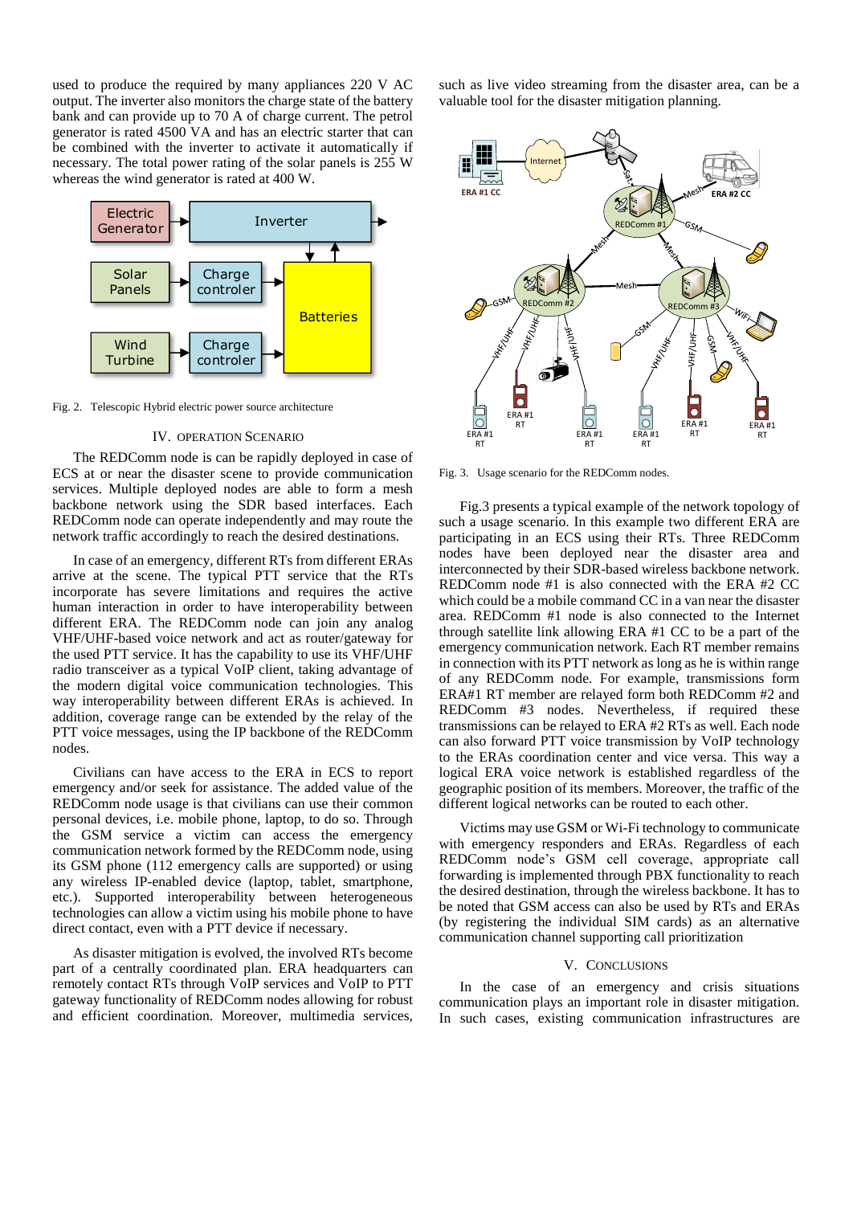used to produce the required by many appliances 220 V AC output. The inverter also monitors the charge state of the battery bank and can provide up to 70 A of charge current. The petrol generator is rated 4500 VA and has an electric starter that can be combined with the inverter to activate it automatically if necessary. The total power rating of the solar panels is 255 W whereas the wind generator is rated at 400 W.

Electric Generator

Inverter

Solar Panels

Charge controler

Batteries

Wind Turbine

Charge controler

Fig. 2. Telescopic Hybrid electric power source architecture

## IV. OPERATION SCENARIO

The REDComm node is can be rapidly deployed in case of ECS at or near the disaster scene to provide communication services. Multiple deployed nodes are able to form a mesh backbone network using the SDR based interfaces. Each REDComm node can operate independently and may route the network traffic accordingly to reach the desired destinations.

In case of an emergency, different RTs from different ERAs arrive at the scene. The typical PTT service that the RTs incorporate has severe limitations and requires the active human interaction in order to have interoperability between different ERA. The REDComm node can join any analog VHF/UHF-based voice network and act as router/gateway for the used PTT service. It has the capability to use its VHF/UHF radio transceiver as a typical VoIP client, taking advantage of the modern digital voice communication technologies. This way interoperability between different ERAs is achieved. In addition, coverage range can be extended by the relay of the PTT voice messages, using the IP backbone of the REDComm nodes.

Civilians can have access to the ERA in ECS to report emergency and/or seek for assistance. The added value of the REDComm node usage is that civilians can use their common personal devices, i.e. mobile phone, laptop, to do so. Through the GSM service a victim can access the emergency communication network formed by the REDComm node, using its GSM phone (112 emergency calls are supported) or using any wireless IP-enabled device (laptop, tablet, smartphone, etc.). Supported interoperability between heterogeneous technologies can allow a victim using his mobile phone to have direct contact, even with a PTT device if necessary.

As disaster mitigation is evolved, the involved RTs become part of a centrally coordinated plan. ERA headquarters can remotely contact RTs through VoIP services and VoIP to PTT gateway functionality of REDComm nodes allowing for robust and efficient coordination. Moreover, multimedia services, such as live video streaming from the disaster area, can be a valuable tool for the disaster mitigation planning.

ERA #1 CC
Internet
Sat
Mesh
ERA #2 CC
REDComm #1
GSM
Mesh
Mesh
Mesh
GSM
REDComm #2
REDComm #3
WiFi
VHF/UHF
VHF/UHF
VHF/UHF
GSM
VHF/UHF
VHF/UHF
GSM
VHF/UHF
ERA #1 RT
ERA #1 RT
ERA #1 RT
ERA #1 RT
ERA #1 RT
ERA #1 RT

Fig. 3. Usage scenario for the REDComm nodes.

Fig.3 presents a typical example of the network topology of such a usage scenario. In this example two different ERA are participating in an ECS using their RTs. Three REDComm nodes have been deployed near the disaster area and interconnected by their SDR-based wireless backbone network. REDComm node #1 is also connected with the ERA #2 CC which could be a mobile command CC in a van near the disaster area. REDComm #1 node is also connected to the Internet through satellite link allowing ERA #1 CC to be a part of the emergency communication network. Each RT member remains in connection with its PTT network as long as he is within range of any REDComm node. For example, transmissions form ERA#1 RT member are relayed form both REDComm #2 and REDComm #3 nodes. Nevertheless, if required these transmissions can be relayed to ERA #2 RTs as well. Each node can also forward PTT voice transmission by VoIP technology to the ERAs coordination center and vice versa. This way a logical ERA voice network is established regardless of the geographic position of its members. Moreover, the traffic of the different logical networks can be routed to each other.

Victims may use GSM or Wi-Fi technology to communicate with emergency responders and ERAs. Regardless of each REDComm node's GSM cell coverage, appropriate call forwarding is implemented through PBX functionality to reach the desired destination, through the wireless backbone. It has to be noted that GSM access can also be used by RTs and ERAs (by registering the individual SIM cards) as an alternative communication channel supporting call prioritization

## V. CONCLUSIONS

In the case of an emergency and crisis situations communication plays an important role in disaster mitigation. In such cases, existing communication infrastructures are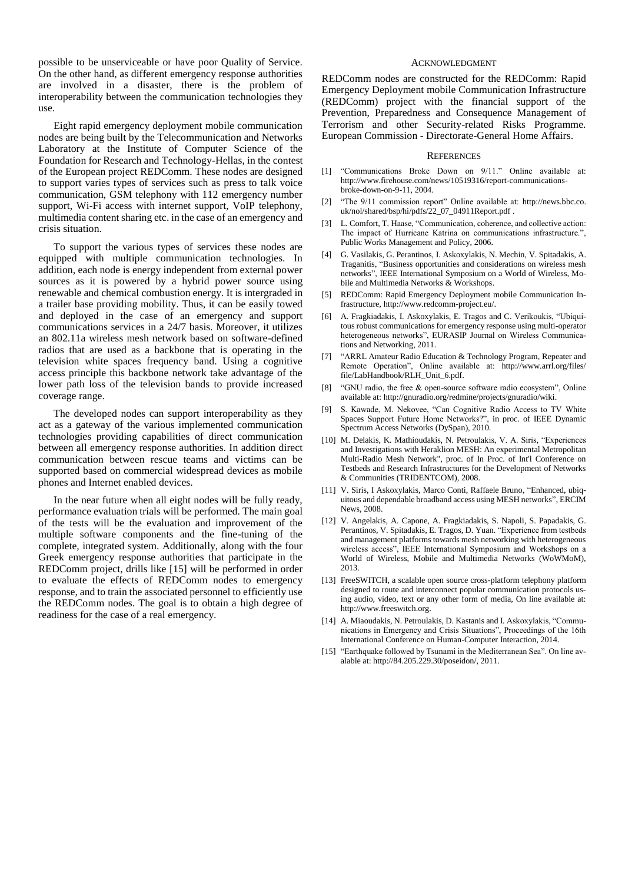possible to be unserviceable or have poor Quality of Service. On the other hand, as different emergency response authorities are involved in a disaster, there is the problem of interoperability between the communication technologies they use.

Eight rapid emergency deployment mobile communication nodes are being built by the Telecommunication and Networks Laboratory at the Institute of Computer Science of the Foundation for Research and Technology-Hellas, in the contest of the European project REDComm. These nodes are designed to support varies types of services such as press to talk voice communication, GSM telephony with 112 emergency number support, Wi-Fi access with internet support, VoIP telephony, multimedia content sharing etc. in the case of an emergency and crisis situation.

To support the various types of services these nodes are equipped with multiple communication technologies. In addition, each node is energy independent from external power sources as it is powered by a hybrid power source using renewable and chemical combustion energy. It is intergraded in a trailer base providing mobility. Thus, it can be easily towed and deployed in the case of an emergency and support communications services in a 24/7 basis. Moreover, it utilizes an 802.11a wireless mesh network based on software-defined radios that are used as a backbone that is operating in the television white spaces frequency band. Using a cognitive access principle this backbone network take advantage of the lower path loss of the television bands to provide increased coverage range.

The developed nodes can support interoperability as they act as a gateway of the various implemented communication technologies providing capabilities of direct communication between all emergency response authorities. In addition direct communication between rescue teams and victims can be supported based on commercial widespread devices as mobile phones and Internet enabled devices.

In the near future when all eight nodes will be fully ready, performance evaluation trials will be performed. The main goal of the tests will be the evaluation and improvement of the multiple software components and the fine-tuning of the complete, integrated system. Additionally, along with the four Greek emergency response authorities that participate in the REDComm project, drills like [15] will be performed in order to evaluate the effects of REDComm nodes to emergency response, and to train the associated personnel to efficiently use the REDComm nodes. The goal is to obtain a high degree of readiness for the case of a real emergency.

## Acknowledgment

REDComm nodes are constructed for the REDComm: Rapid Emergency Deployment mobile Communication Infrastructure (REDComm) project with the financial support of the Prevention, Preparedness and Consequence Management of Terrorism and other Security-related Risks Programme. European Commission - Directorate-General Home Affairs.

## References

[1] "Communications Broke Down on 9/11." Online available at: http://www.firehouse.com/news/10519316/report-communications-broke-down-on-9-11, 2004.

[2] "The 9/11 commission report" Online available at: http://news.bbc.co.uk/nol/shared/bsp/hi/pdfs/22_07_04911Report.pdf .

[3] L. Comfort, T. Haase, "Communication, coherence, and collective action: The impact of Hurricane Katrina on communications infrastructure.", Public Works Management and Policy, 2006.

[4] G. Vasilakis, G. Perantinos, I. Askoxylakis, N. Mechin, V. Spitadakis, A. Traganitis, "Business opportunities and considerations on wireless mesh networks", IEEE International Symposium on a World of Wireless, Mobile and Multimedia Networks & Workshops.

[5] REDComm: Rapid Emergency Deployment mobile Communication Infrastructure, http://www.redcomm-project.eu/.

[6] A. Fragkiadakis, I. Askoxylakis, E. Tragos and C. Verikoukis, "Ubiquitous robust communications for emergency response using multi-operator heterogeneous networks", EURASIP Journal on Wireless Communications and Networking, 2011.

[7] "ARRL Amateur Radio Education & Technology Program, Repeater and Remote Operation", Online available at: http://www.arrl.org/files/file/LabHandbook/RLH_Unit_6.pdf.

[8] "GNU radio, the free & open-source software radio ecosystem", Online available at: http://gnuradio.org/redmine/projects/gnuradio/wiki.

[9] S. Kawade, M. Nekovee, "Can Cognitive Radio Access to TV White Spaces Support Future Home Networks?", in proc. of IEEE Dynamic Spectrum Access Networks (DySpan), 2010.

[10] M. Delakis, K. Mathioudakis, N. Petroulakis, V. A. Siris, "Experiences and Investigations with Heraklion MESH: An experimental Metropolitan Multi-Radio Mesh Network", proc. of In Proc. of Int'l Conference on Testbeds and Research Infrastructures for the Development of Networks & Communities (TRIDENTCOM), 2008.

[11] V. Siris, I Askoxylakis, Marco Conti, Raffaele Bruno, "Enhanced, ubiquitous and dependable broadband access using MESH networks", ERCIM News, 2008.

[12] V. Angelakis, A. Capone, A. Fragkiadakis, S. Napoli, S. Papadakis, G. Perantinos, V. Spitadakis, E. Tragos, D. Yuan. "Experience from testbeds and management platforms towards mesh networking with heterogeneous wireless access", IEEE International Symposium and Workshops on a World of Wireless, Mobile and Multimedia Networks (WoWMoM), 2013.

[13] FreeSWITCH, a scalable open source cross-platform telephony platform designed to route and interconnect popular communication protocols using audio, video, text or any other form of media, On line available at: http://www.freeswitch.org.

[14] A. Miaoudakis, N. Petroulakis, D. Kastanis and I. Askoxylakis, "Communications in Emergency and Crisis Situations", Proceedings of the 16th International Conference on Human-Computer Interaction, 2014.

[15] "Earthquake followed by Tsunami in the Mediterranean Sea". On line avalable at: http://84.205.229.30/poseidon/, 2011.